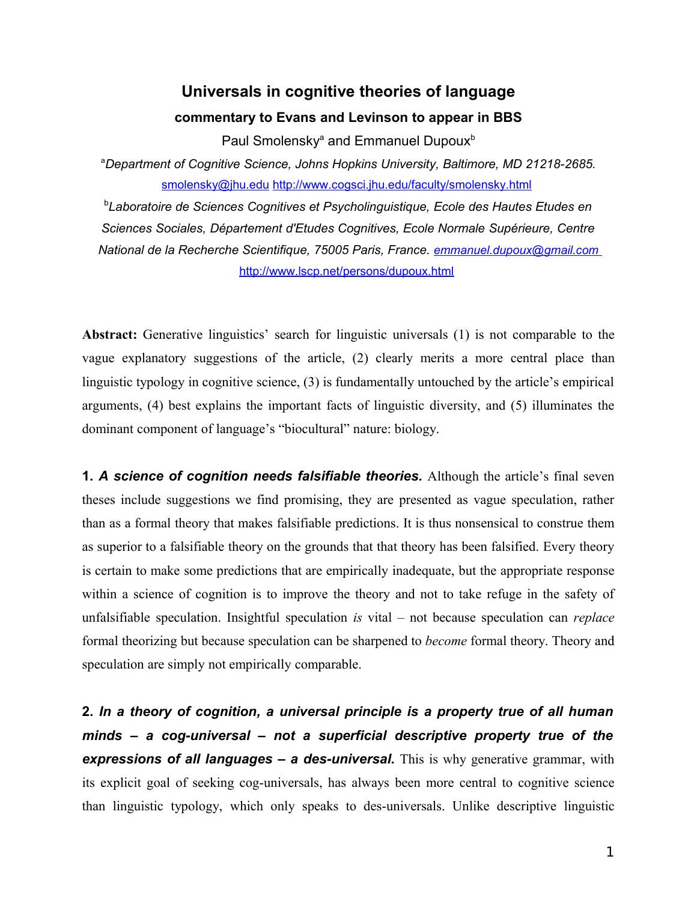# Universals in cognitive theories of language

### commentary to Evans and Levinson to appear in BBS

Paul Smolensky[a] and Emmanuel Dupoux[b]

[a]*Department of Cognitive Science, Johns Hopkins University, Baltimore, MD 21218-2685.* smolensky@jhu.edu http://www.cogsci.jhu.edu/faculty/smolensky.html

[b]*Laboratoire de Sciences Cognitives et Psycholinguistique, Ecole des Hautes Etudes en Sciences Sociales, Département d'Etudes Cognitives, Ecole Normale Supérieure, Centre National de la Recherche Scientifique, 75005 Paris, France.* emmanuel.dupoux@gmail.com http://www.lscp.net/persons/dupoux.html

**Abstract:** Generative linguistics' search for linguistic universals (1) is not comparable to the vague explanatory suggestions of the article, (2) clearly merits a more central place than linguistic typology in cognitive science, (3) is fundamentally untouched by the article's empirical arguments, (4) best explains the important facts of linguistic diversity, and (5) illuminates the dominant component of language's "biocultural" nature: biology.

**1. *A science of cognition needs falsifiable theories.*** Although the article's final seven theses include suggestions we find promising, they are presented as vague speculation, rather than as a formal theory that makes falsifiable predictions. It is thus nonsensical to construe them as superior to a falsifiable theory on the grounds that that theory has been falsified. Every theory is certain to make some predictions that are empirically inadequate, but the appropriate response within a science of cognition is to improve the theory and not to take refuge in the safety of unfalsifiable speculation. Insightful speculation *is* vital – not because speculation can *replace* formal theorizing but because speculation can be sharpened to *become* formal theory. Theory and speculation are simply not empirically comparable.

**2. *In a theory of cognition, a universal principle is a property true of all human minds – a cog-universal – not a superficial descriptive property true of the expressions of all languages – a des-universal.*** This is why generative grammar, with its explicit goal of seeking cog-universals, has always been more central to cognitive science than linguistic typology, which only speaks to des-universals. Unlike descriptive linguistic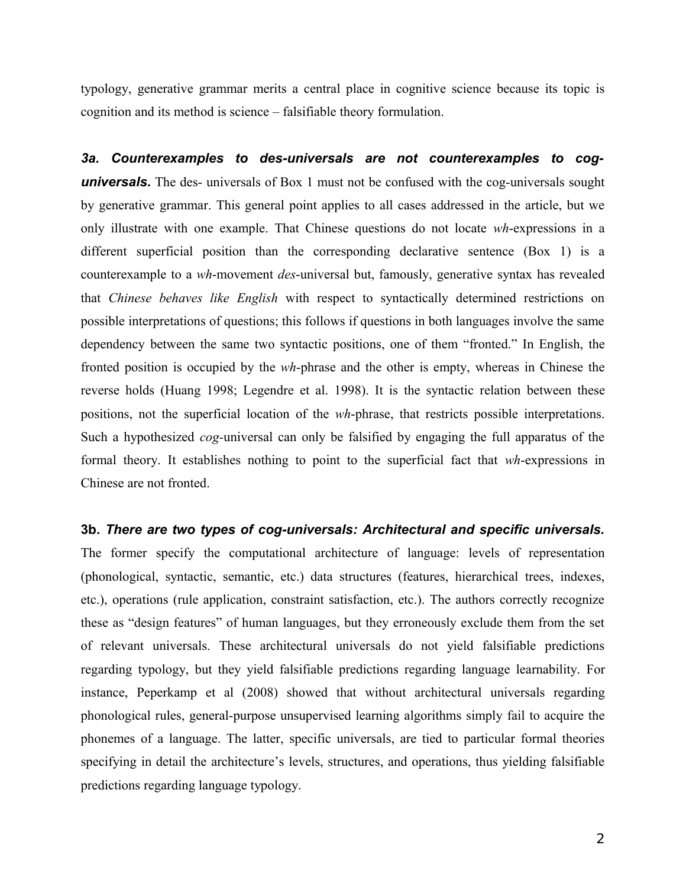typology, generative grammar merits a central place in cognitive science because its topic is cognition and its method is science – falsifiable theory formulation.

***3a. Counterexamples to des-universals are not counterexamples to cog-universals.*** The des- universals of Box 1 must not be confused with the cog-universals sought by generative grammar. This general point applies to all cases addressed in the article, but we only illustrate with one example. That Chinese questions do not locate *wh*-expressions in a different superficial position than the corresponding declarative sentence (Box 1) is a counterexample to a *wh*-movement *des*-universal but, famously, generative syntax has revealed that *Chinese behaves like English* with respect to syntactically determined restrictions on possible interpretations of questions; this follows if questions in both languages involve the same dependency between the same two syntactic positions, one of them "fronted." In English, the fronted position is occupied by the *wh*-phrase and the other is empty, whereas in Chinese the reverse holds (Huang 1998; Legendre et al. 1998). It is the syntactic relation between these positions, not the superficial location of the *wh*-phrase, that restricts possible interpretations. Such a hypothesized *cog*-universal can only be falsified by engaging the full apparatus of the formal theory. It establishes nothing to point to the superficial fact that *wh*-expressions in Chinese are not fronted.

**3b.** ***There are two types of cog-universals: Architectural and specific universals.*** The former specify the computational architecture of language: levels of representation (phonological, syntactic, semantic, etc.) data structures (features, hierarchical trees, indexes, etc.), operations (rule application, constraint satisfaction, etc.). The authors correctly recognize these as "design features" of human languages, but they erroneously exclude them from the set of relevant universals. These architectural universals do not yield falsifiable predictions regarding typology, but they yield falsifiable predictions regarding language learnability. For instance, Peperkamp et al (2008) showed that without architectural universals regarding phonological rules, general-purpose unsupervised learning algorithms simply fail to acquire the phonemes of a language. The latter, specific universals, are tied to particular formal theories specifying in detail the architecture's levels, structures, and operations, thus yielding falsifiable predictions regarding language typology.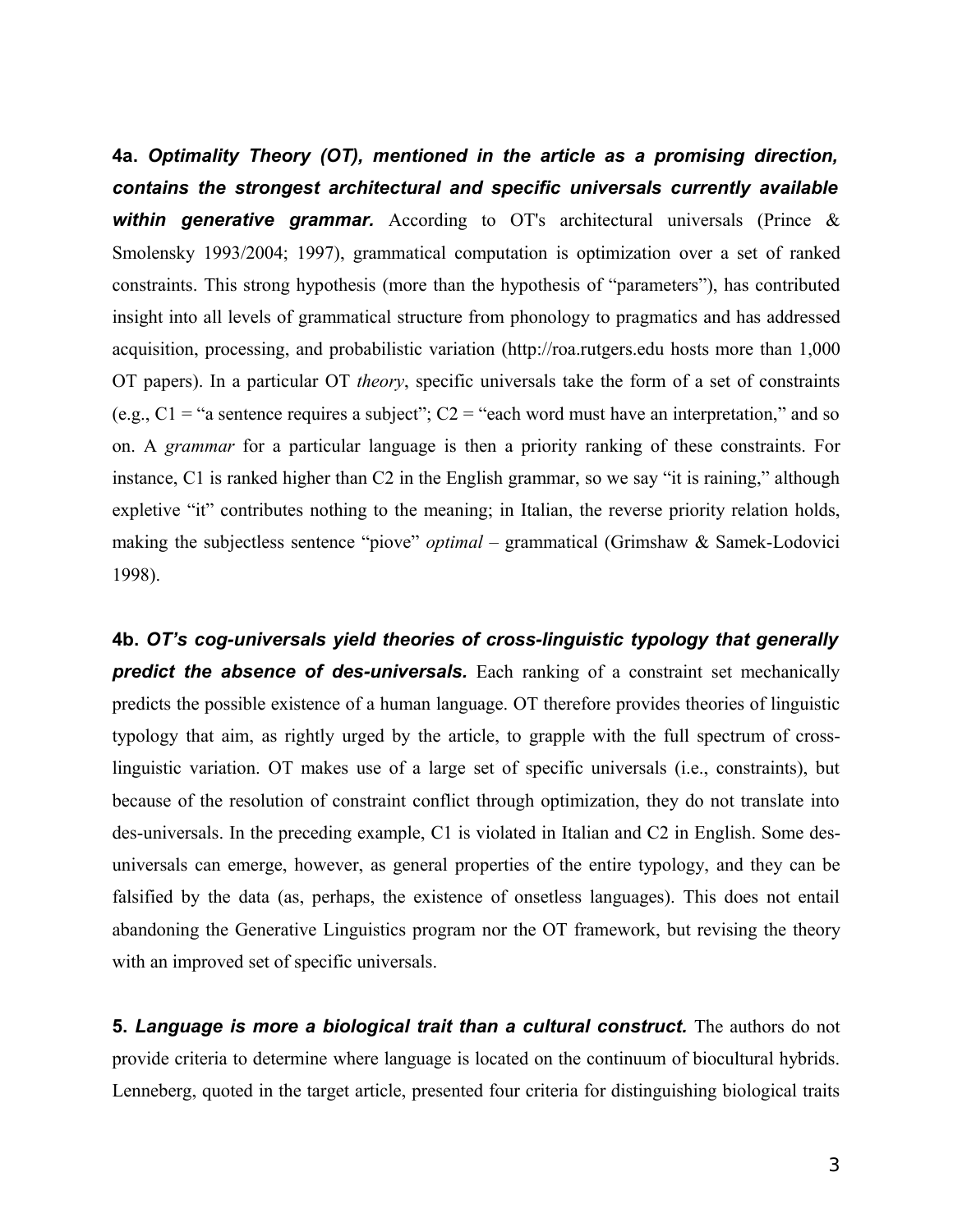**4a.** ***Optimality Theory (OT), mentioned in the article as a promising direction, contains the strongest architectural and specific universals currently available within generative grammar.*** According to OT's architectural universals (Prince & Smolensky 1993/2004; 1997), grammatical computation is optimization over a set of ranked constraints. This strong hypothesis (more than the hypothesis of "parameters"), has contributed insight into all levels of grammatical structure from phonology to pragmatics and has addressed acquisition, processing, and probabilistic variation (http://roa.rutgers.edu hosts more than 1,000 OT papers). In a particular OT *theory*, specific universals take the form of a set of constraints (e.g., C1 = "a sentence requires a subject"; C2 = "each word must have an interpretation," and so on. A *grammar* for a particular language is then a priority ranking of these constraints. For instance, C1 is ranked higher than C2 in the English grammar, so we say "it is raining," although expletive "it" contributes nothing to the meaning; in Italian, the reverse priority relation holds, making the subjectless sentence "piove" *optimal* – grammatical (Grimshaw & Samek-Lodovici 1998).

**4b.** ***OT's cog-universals yield theories of cross-linguistic typology that generally predict the absence of des-universals.*** Each ranking of a constraint set mechanically predicts the possible existence of a human language. OT therefore provides theories of linguistic typology that aim, as rightly urged by the article, to grapple with the full spectrum of cross-linguistic variation. OT makes use of a large set of specific universals (i.e., constraints), but because of the resolution of constraint conflict through optimization, they do not translate into des-universals. In the preceding example, C1 is violated in Italian and C2 in English. Some des-universals can emerge, however, as general properties of the entire typology, and they can be falsified by the data (as, perhaps, the existence of onsetless languages). This does not entail abandoning the Generative Linguistics program nor the OT framework, but revising the theory with an improved set of specific universals.

**5.** ***Language is more a biological trait than a cultural construct.*** The authors do not provide criteria to determine where language is located on the continuum of biocultural hybrids. Lenneberg, quoted in the target article, presented four criteria for distinguishing biological traits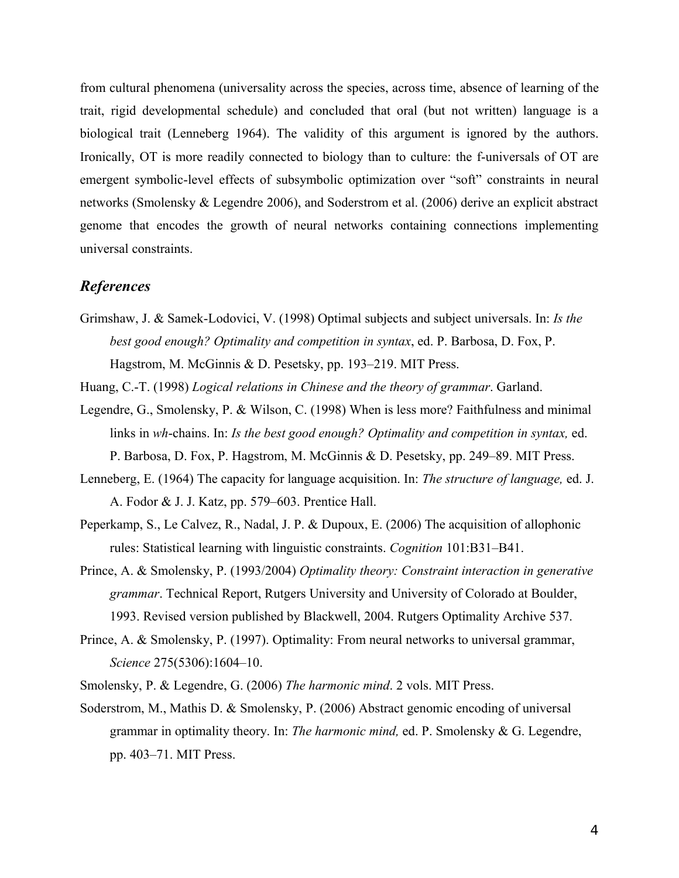from cultural phenomena (universality across the species, across time, absence of learning of the trait, rigid developmental schedule) and concluded that oral (but not written) language is a biological trait (Lenneberg 1964). The validity of this argument is ignored by the authors. Ironically, OT is more readily connected to biology than to culture: the f-universals of OT are emergent symbolic-level effects of subsymbolic optimization over "soft" constraints in neural networks (Smolensky & Legendre 2006), and Soderstrom et al. (2006) derive an explicit abstract genome that encodes the growth of neural networks containing connections implementing universal constraints.

## *References*

Grimshaw, J. & Samek-Lodovici, V. (1998) Optimal subjects and subject universals. In: *Is the best good enough? Optimality and competition in syntax*, ed. P. Barbosa, D. Fox, P. Hagstrom, M. McGinnis & D. Pesetsky, pp. 193–219. MIT Press.

Huang, C.-T. (1998) *Logical relations in Chinese and the theory of grammar*. Garland.

Legendre, G., Smolensky, P. & Wilson, C. (1998) When is less more? Faithfulness and minimal links in *wh*-chains. In: *Is the best good enough? Optimality and competition in syntax,* ed. P. Barbosa, D. Fox, P. Hagstrom, M. McGinnis & D. Pesetsky, pp. 249–89. MIT Press.

Lenneberg, E. (1964) The capacity for language acquisition. In: *The structure of language,* ed. J. A. Fodor & J. J. Katz, pp. 579–603. Prentice Hall.

Peperkamp, S., Le Calvez, R., Nadal, J. P. & Dupoux, E. (2006) The acquisition of allophonic rules: Statistical learning with linguistic constraints. *Cognition* 101:B31–B41.

Prince, A. & Smolensky, P. (1993/2004) *Optimality theory: Constraint interaction in generative grammar*. Technical Report, Rutgers University and University of Colorado at Boulder, 1993. Revised version published by Blackwell, 2004. Rutgers Optimality Archive 537.

Prince, A. & Smolensky, P. (1997). Optimality: From neural networks to universal grammar, *Science* 275(5306):1604–10.

Smolensky, P. & Legendre, G. (2006) *The harmonic mind*. 2 vols. MIT Press.

Soderstrom, M., Mathis D. & Smolensky, P. (2006) Abstract genomic encoding of universal grammar in optimality theory. In: *The harmonic mind,* ed. P. Smolensky & G. Legendre, pp. 403–71. MIT Press.